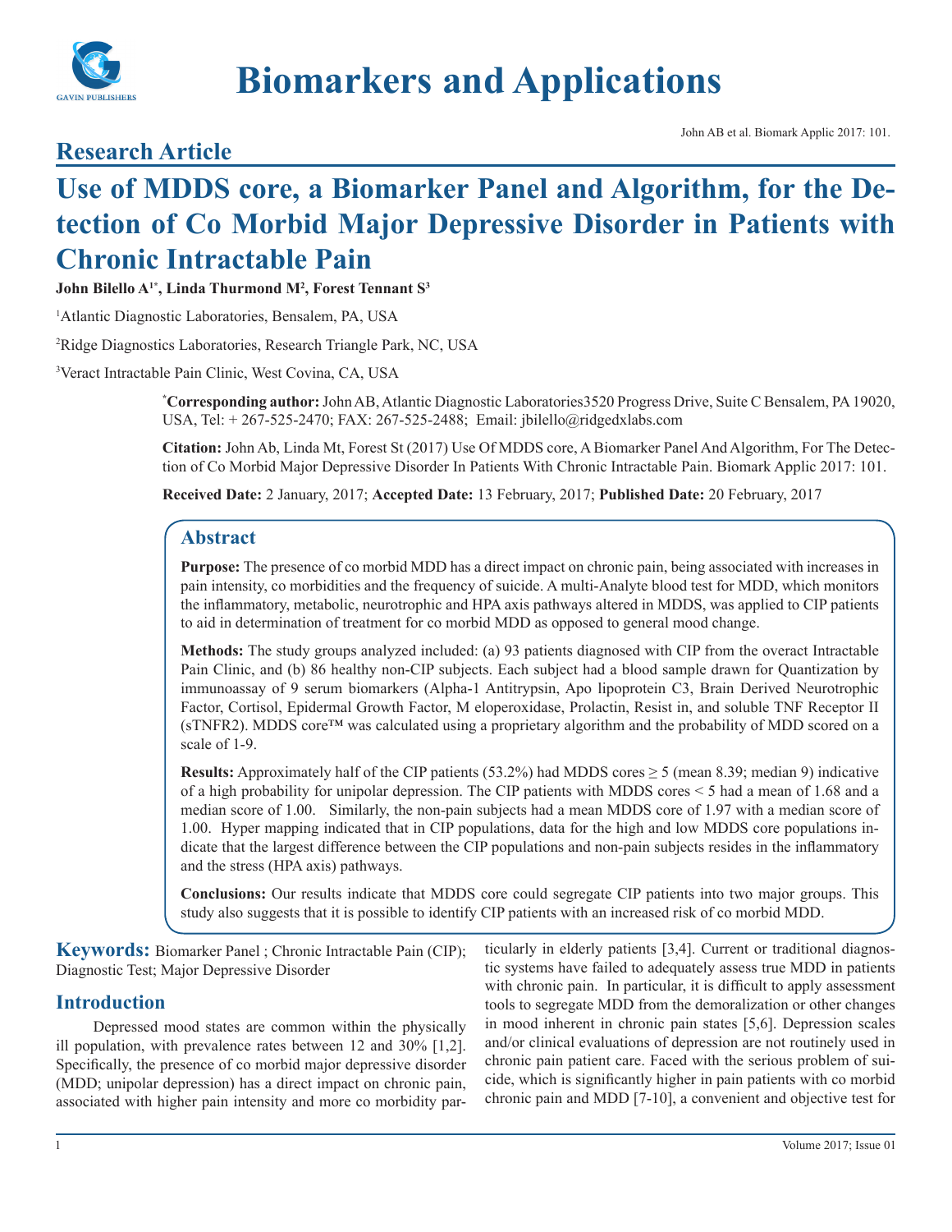# Biomarkers and Applications

## Research Article

# Use of MDDS core, a Biomarker Panel and Algorithm, for the Detection of Co Morbid Major Depressive Disorder in Patients with Chronic Intractable Pain

**John Bilello A[1*], Linda Thurmond M[2], Forest Tennant S[3]**

[1]Atlantic Diagnostic Laboratories, Bensalem, PA, USA

[2]Ridge Diagnostics Laboratories, Research Triangle Park, NC, USA

[3]Veract Intractable Pain Clinic, West Covina, CA, USA

**[*]Corresponding author:** John AB, Atlantic Diagnostic Laboratories3520 Progress Drive, Suite C Bensalem, PA 19020, USA, Tel: + 267-525-2470; FAX: 267-525-2488; Email: jbilello@ridgedxlabs.com

**Citation:** John Ab, Linda Mt, Forest St (2017) Use Of MDDS core, A Biomarker Panel And Algorithm, For The Detection of Co Morbid Major Depressive Disorder In Patients With Chronic Intractable Pain. Biomark Applic 2017: 101.

**Received Date:** 2 January, 2017; **Accepted Date:** 13 February, 2017; **Published Date:** 20 February, 2017

## Abstract

**Purpose:** The presence of co morbid MDD has a direct impact on chronic pain, being associated with increases in pain intensity, co morbidities and the frequency of suicide. A multi-Analyte blood test for MDD, which monitors the inflammatory, metabolic, neurotrophic and HPA axis pathways altered in MDDS, was applied to CIP patients to aid in determination of treatment for co morbid MDD as opposed to general mood change.

**Methods:** The study groups analyzed included: (a) 93 patients diagnosed with CIP from the overact Intractable Pain Clinic, and (b) 86 healthy non-CIP subjects. Each subject had a blood sample drawn for Quantization by immunoassay of 9 serum biomarkers (Alpha-1 Antitrypsin, Apo lipoprotein C3, Brain Derived Neurotrophic Factor, Cortisol, Epidermal Growth Factor, M eloperoxidase, Prolactin, Resist in, and soluble TNF Receptor II (sTNFR2). MDDS core™ was calculated using a proprietary algorithm and the probability of MDD scored on a scale of 1-9.

**Results:** Approximately half of the CIP patients (53.2%) had MDDS cores ≥ 5 (mean 8.39; median 9) indicative of a high probability for unipolar depression. The CIP patients with MDDS cores < 5 had a mean of 1.68 and a median score of 1.00. Similarly, the non-pain subjects had a mean MDDS core of 1.97 with a median score of 1.00. Hyper mapping indicated that in CIP populations, data for the high and low MDDS core populations indicate that the largest difference between the CIP populations and non-pain subjects resides in the inflammatory and the stress (HPA axis) pathways.

**Conclusions:** Our results indicate that MDDS core could segregate CIP patients into two major groups. This study also suggests that it is possible to identify CIP patients with an increased risk of co morbid MDD.

**Keywords:** Biomarker Panel ; Chronic Intractable Pain (CIP); Diagnostic Test; Major Depressive Disorder

## Introduction

Depressed mood states are common within the physically ill population, with prevalence rates between 12 and 30% [1,2]. Specifically, the presence of co morbid major depressive disorder (MDD; unipolar depression) has a direct impact on chronic pain, associated with higher pain intensity and more co morbidity particularly in elderly patients [3,4]. Current or traditional diagnostic systems have failed to adequately assess true MDD in patients with chronic pain. In particular, it is difficult to apply assessment tools to segregate MDD from the demoralization or other changes in mood inherent in chronic pain states [5,6]. Depression scales and/or clinical evaluations of depression are not routinely used in chronic pain patient care. Faced with the serious problem of suicide, which is significantly higher in pain patients with co morbid chronic pain and MDD [7-10], a convenient and objective test for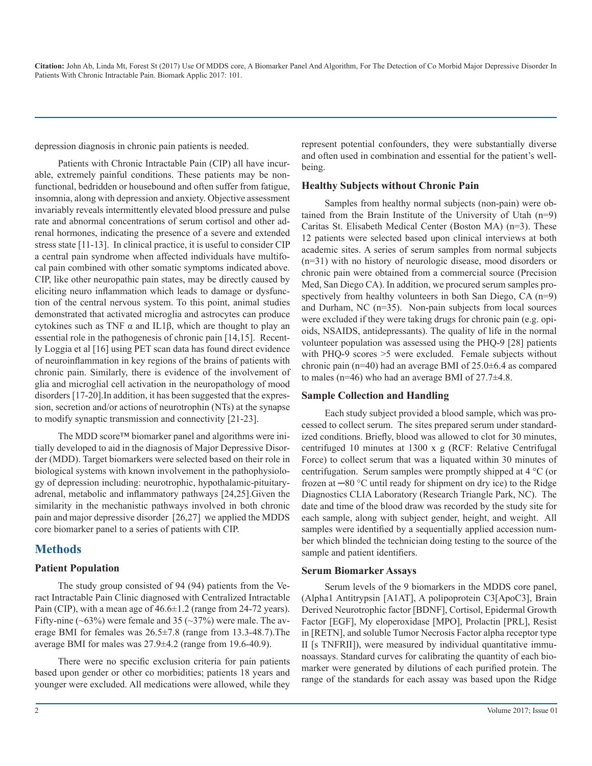depression diagnosis in chronic pain patients is needed.

Patients with Chronic Intractable Pain (CIP) all have incurable, extremely painful conditions. These patients may be non-functional, bedridden or housebound and often suffer from fatigue, insomnia, along with depression and anxiety. Objective assessment invariably reveals intermittently elevated blood pressure and pulse rate and abnormal concentrations of serum cortisol and other adrenal hormones, indicating the presence of a severe and extended stress state [11-13]. In clinical practice, it is useful to consider CIP a central pain syndrome when affected individuals have multifocal pain combined with other somatic symptoms indicated above. CIP, like other neuropathic pain states, may be directly caused by eliciting neuro inflammation which leads to damage or dysfunction of the central nervous system. To this point, animal studies demonstrated that activated microglia and astrocytes can produce cytokines such as TNF α and IL1β, which are thought to play an essential role in the pathogenesis of chronic pain [14,15]. Recently Loggia et al [16] using PET scan data has found direct evidence of neuroinflammation in key regions of the brains of patients with chronic pain. Similarly, there is evidence of the involvement of glia and microglial cell activation in the neuropathology of mood disorders [17-20].In addition, it has been suggested that the expression, secretion and/or actions of neurotrophin (NTs) at the synapse to modify synaptic transmission and connectivity [21-23].

The MDD score™ biomarker panel and algorithms were initially developed to aid in the diagnosis of Major Depressive Disorder (MDD). Target biomarkers were selected based on their role in biological systems with known involvement in the pathophysiology of depression including: neurotrophic, hypothalamic-pituitary-adrenal, metabolic and inflammatory pathways [24,25].Given the similarity in the mechanistic pathways involved in both chronic pain and major depressive disorder [26,27] we applied the MDDS core biomarker panel to a series of patients with CIP.

## Methods

### Patient Population

The study group consisted of 94 (94) patients from the Veract Intractable Pain Clinic diagnosed with Centralized Intractable Pain (CIP), with a mean age of 46.6±1.2 (range from 24-72 years). Fifty-nine (~63%) were female and 35 (~37%) were male. The average BMI for females was 26.5±7.8 (range from 13.3-48.7).The average BMI for males was 27.9±4.2 (range from 19.6-40.9).

There were no specific exclusion criteria for pain patients based upon gender or other co morbidities; patients 18 years and younger were excluded. All medications were allowed, while they represent potential confounders, they were substantially diverse and often used in combination and essential for the patient's well-being.

### Healthy Subjects without Chronic Pain

Samples from healthy normal subjects (non-pain) were obtained from the Brain Institute of the University of Utah (n=9) Caritas St. Elisabeth Medical Center (Boston MA) (n=3). These 12 patients were selected based upon clinical interviews at both academic sites. A series of serum samples from normal subjects (n=31) with no history of neurologic disease, mood disorders or chronic pain were obtained from a commercial source (Precision Med, San Diego CA). In addition, we procured serum samples prospectively from healthy volunteers in both San Diego, CA (n=9) and Durham, NC (n=35). Non-pain subjects from local sources were excluded if they were taking drugs for chronic pain (e.g. opioids, NSAIDS, antidepressants). The quality of life in the normal volunteer population was assessed using the PHQ-9 [28] patients with PHQ-9 scores >5 were excluded. Female subjects without chronic pain (n=40) had an average BMI of 25.0±6.4 as compared to males (n=46) who had an average BMI of 27.7±4.8.

### Sample Collection and Handling

Each study subject provided a blood sample, which was processed to collect serum. The sites prepared serum under standardized conditions. Briefly, blood was allowed to clot for 30 minutes, centrifuged 10 minutes at 1300 x g (RCF: Relative Centrifugal Force) to collect serum that was a liquated within 30 minutes of centrifugation. Serum samples were promptly shipped at 4 °C (or frozen at −80 °C until ready for shipment on dry ice) to the Ridge Diagnostics CLIA Laboratory (Research Triangle Park, NC). The date and time of the blood draw was recorded by the study site for each sample, along with subject gender, height, and weight. All samples were identified by a sequentially applied accession number which blinded the technician doing testing to the source of the sample and patient identifiers.

### Serum Biomarker Assays

Serum levels of the 9 biomarkers in the MDDS core panel, (Alpha1 Antitrypsin [A1AT], A polipoprotein C3[ApoC3], Brain Derived Neurotrophic factor [BDNF], Cortisol, Epidermal Growth Factor [EGF], My eloperoxidase [MPO], Prolactin [PRL], Resist in [RETN], and soluble Tumor Necrosis Factor alpha receptor type II [s TNFRII]), were measured by individual quantitative immunoassays. Standard curves for calibrating the quantity of each biomarker were generated by dilutions of each purified protein. The range of the standards for each assay was based upon the Ridge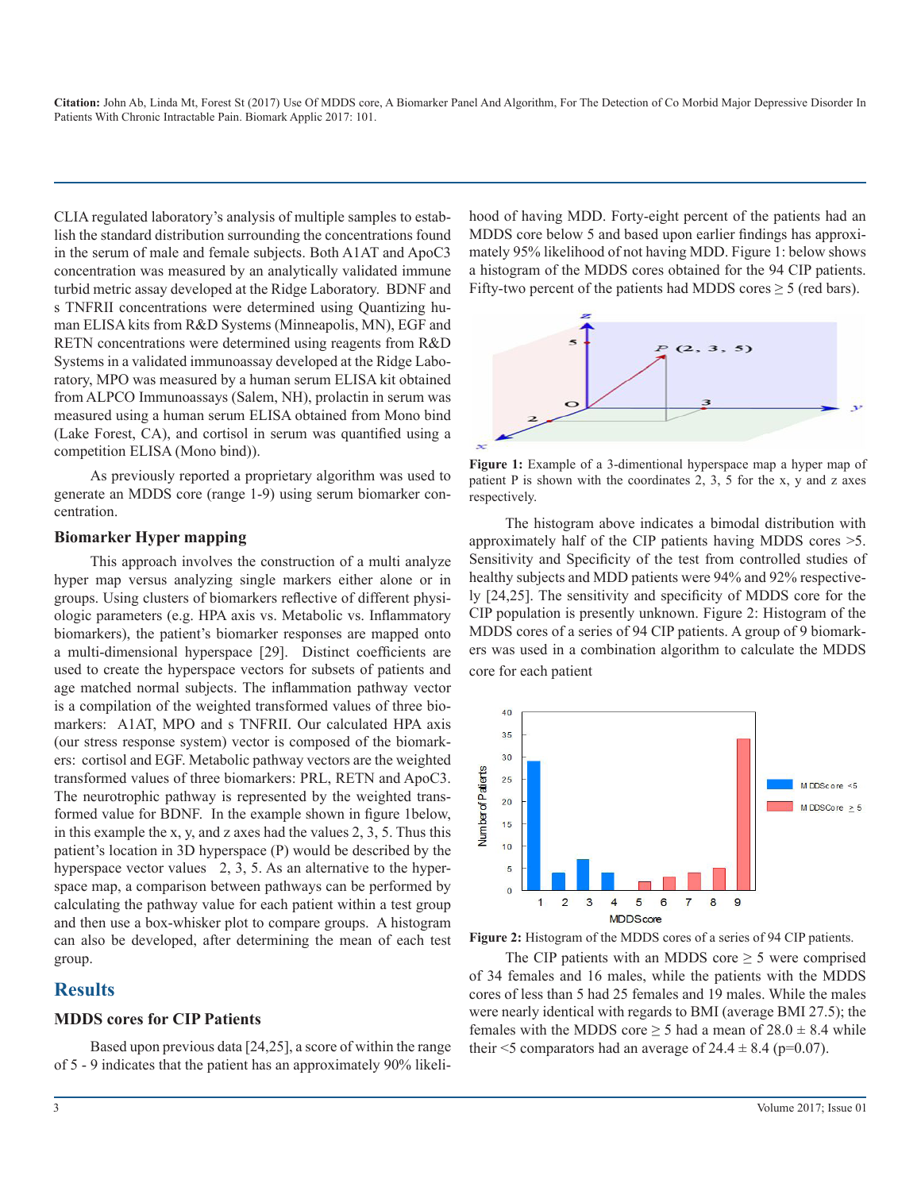CLIA regulated laboratory's analysis of multiple samples to establish the standard distribution surrounding the concentrations found in the serum of male and female subjects. Both A1AT and ApoC3 concentration was measured by an analytically validated immune turbid metric assay developed at the Ridge Laboratory. BDNF and s TNFRII concentrations were determined using Quantizing human ELISA kits from R&D Systems (Minneapolis, MN), EGF and RETN concentrations were determined using reagents from R&D Systems in a validated immunoassay developed at the Ridge Laboratory, MPO was measured by a human serum ELISA kit obtained from ALPCO Immunoassays (Salem, NH), prolactin in serum was measured using a human serum ELISA obtained from Mono bind (Lake Forest, CA), and cortisol in serum was quantified using a competition ELISA (Mono bind)).

As previously reported a proprietary algorithm was used to generate an MDDS core (range 1-9) using serum biomarker concentration.

### Biomarker Hyper mapping

This approach involves the construction of a multi analyze hyper map versus analyzing single markers either alone or in groups. Using clusters of biomarkers reflective of different physiologic parameters (e.g. HPA axis vs. Metabolic vs. Inflammatory biomarkers), the patient's biomarker responses are mapped onto a multi-dimensional hyperspace [29]. Distinct coefficients are used to create the hyperspace vectors for subsets of patients and age matched normal subjects. The inflammation pathway vector is a compilation of the weighted transformed values of three biomarkers: A1AT, MPO and s TNFRII. Our calculated HPA axis (our stress response system) vector is composed of the biomarkers: cortisol and EGF. Metabolic pathway vectors are the weighted transformed values of three biomarkers: PRL, RETN and ApoC3. The neurotrophic pathway is represented by the weighted transformed value for BDNF. In the example shown in figure 1below, in this example the x, y, and z axes had the values 2, 3, 5. Thus this patient's location in 3D hyperspace (P) would be described by the hyperspace vector values 2, 3, 5. As an alternative to the hyperspace map, a comparison between pathways can be performed by calculating the pathway value for each patient within a test group and then use a box-whisker plot to compare groups. A histogram can also be developed, after determining the mean of each test group.

## Results

### MDDS cores for CIP Patients

Based upon previous data [24,25], a score of within the range of 5 - 9 indicates that the patient has an approximately 90% likelihood of having MDD. Forty-eight percent of the patients had an MDDS core below 5 and based upon earlier findings has approximately 95% likelihood of not having MDD. Figure 1: below shows a histogram of the MDDS cores obtained for the 94 CIP patients. Fifty-two percent of the patients had MDDS cores ≥ 5 (red bars).

**Figure 1:** Example of a 3-dimentional hyperspace map a hyper map of patient P is shown with the coordinates 2, 3, 5 for the x, y and z axes respectively.

The histogram above indicates a bimodal distribution with approximately half of the CIP patients having MDDS cores >5. Sensitivity and Specificity of the test from controlled studies of healthy subjects and MDD patients were 94% and 92% respectively [24,25]. The sensitivity and specificity of MDDS core for the CIP population is presently unknown. Figure 2: Histogram of the MDDS cores of a series of 94 CIP patients. A group of 9 biomarkers was used in a combination algorithm to calculate the MDDS core for each patient

**Figure 2:** Histogram of the MDDS cores of a series of 94 CIP patients.

The CIP patients with an MDDS core ≥ 5 were comprised of 34 females and 16 males, while the patients with the MDDS cores of less than 5 had 25 females and 19 males. While the males were nearly identical with regards to BMI (average BMI 27.5); the females with the MDDS core ≥ 5 had a mean of 28.0 ± 8.4 while their <5 comparators had an average of 24.4 ± 8.4 ($p=0.07$).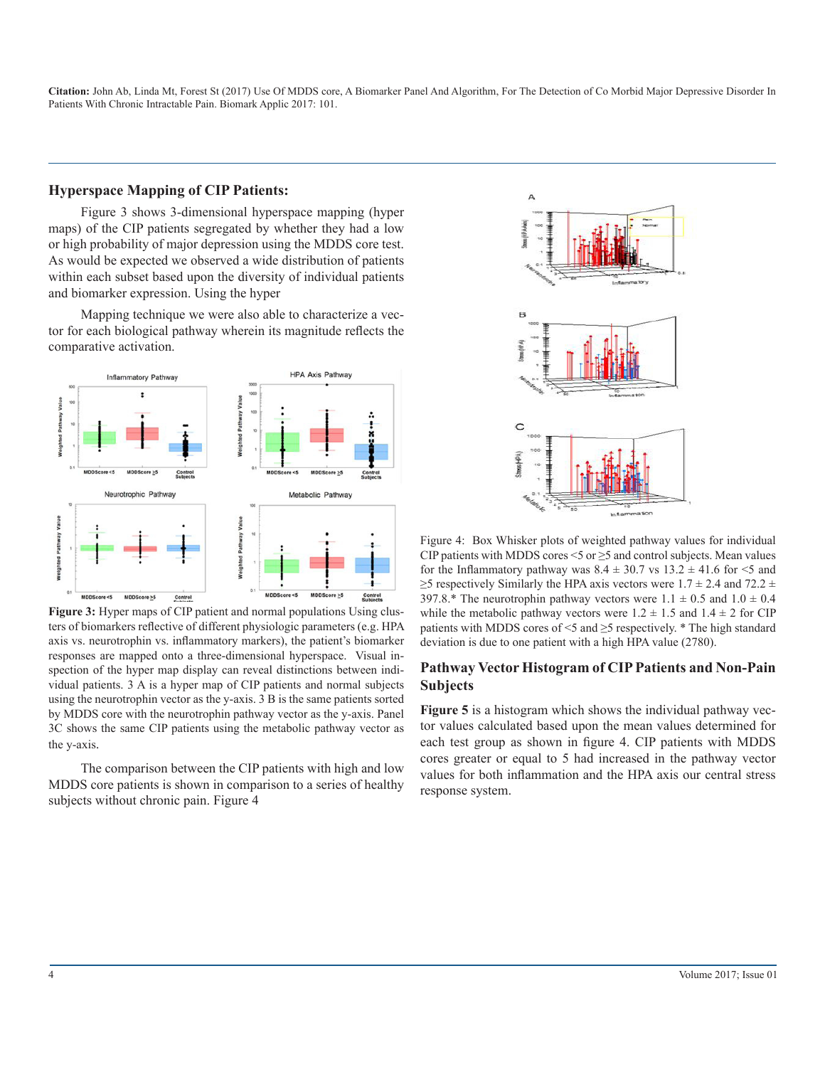## Hyperspace Mapping of CIP Patients:

Figure 3 shows 3-dimensional hyperspace mapping (hyper maps) of the CIP patients segregated by whether they had a low or high probability of major depression using the MDDS core test. As would be expected we observed a wide distribution of patients within each subset based upon the diversity of individual patients and biomarker expression. Using the hyper

Mapping technique we were also able to characterize a vector for each biological pathway wherein its magnitude reflects the comparative activation.

**Figure 3:** Hyper maps of CIP patient and normal populations Using clusters of biomarkers reflective of different physiologic parameters (e.g. HPA axis vs. neurotrophin vs. inflammatory markers), the patient's biomarker responses are mapped onto a three-dimensional hyperspace. Visual inspection of the hyper map display can reveal distinctions between individual patients. 3 A is a hyper map of CIP patients and normal subjects using the neurotrophin vector as the y-axis. 3 B is the same patients sorted by MDDS core with the neurotrophin pathway vector as the y-axis. Panel 3C shows the same CIP patients using the metabolic pathway vector as the y-axis.

The comparison between the CIP patients with high and low MDDS core patients is shown in comparison to a series of healthy subjects without chronic pain. Figure 4

Figure 4: Box Whisker plots of weighted pathway values for individual CIP patients with MDDS cores <5 or ≥5 and control subjects. Mean values for the Inflammatory pathway was 8.4 ± 30.7 vs 13.2 ± 41.6 for <5 and ≥5 respectively Similarly the HPA axis vectors were 1.7 ± 2.4 and 72.2 ± 397.8.* The neurotrophin pathway vectors were 1.1 ± 0.5 and 1.0 ± 0.4 while the metabolic pathway vectors were 1.2 ± 1.5 and 1.4 ± 2 for CIP patients with MDDS cores of <5 and ≥5 respectively. * The high standard deviation is due to one patient with a high HPA value (2780).

## Pathway Vector Histogram of CIP Patients and Non-Pain Subjects

**Figure 5** is a histogram which shows the individual pathway vector values calculated based upon the mean values determined for each test group as shown in figure 4. CIP patients with MDDS cores greater or equal to 5 had increased in the pathway vector values for both inflammation and the HPA axis our central stress response system.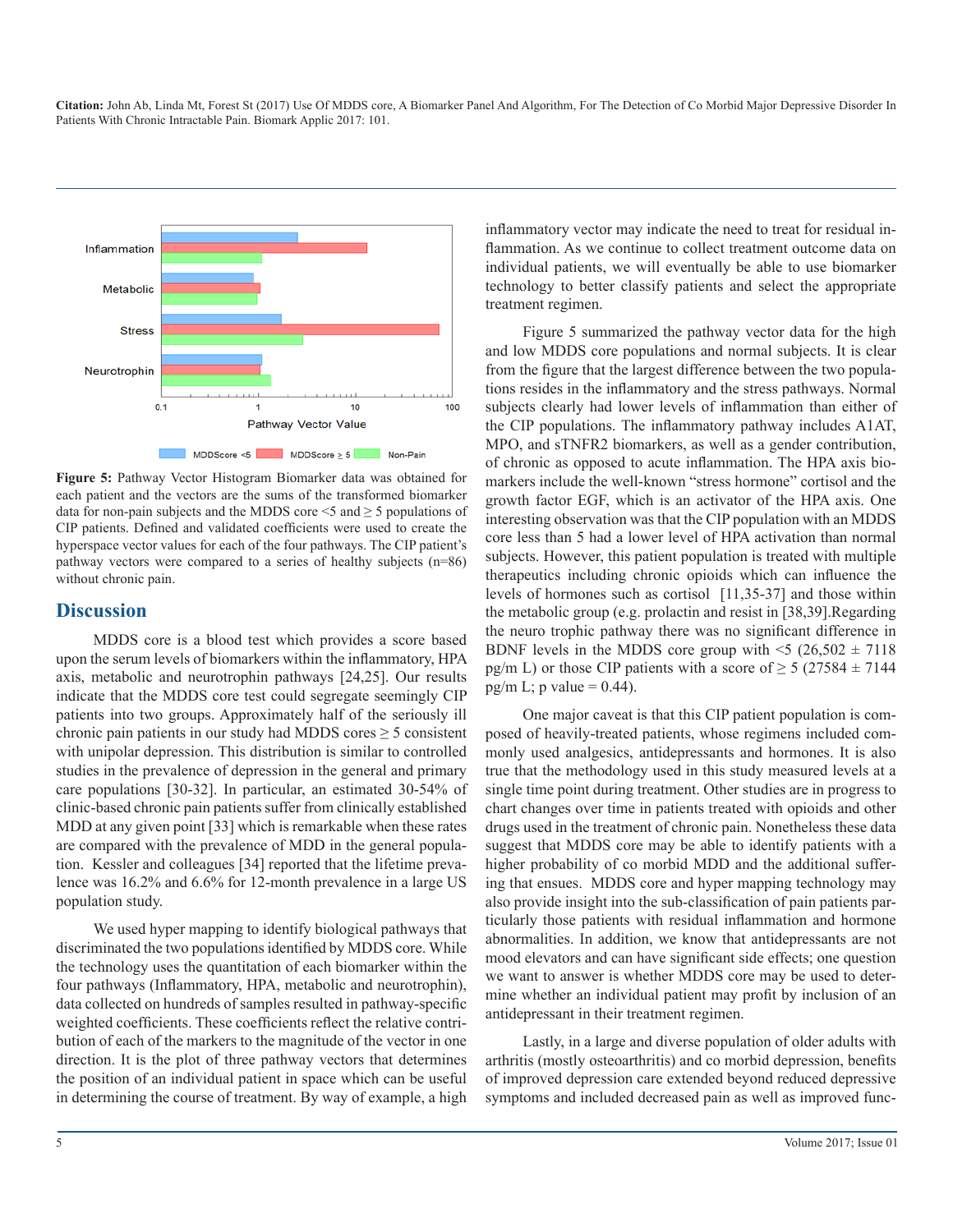**Figure 5:** Pathway Vector Histogram Biomarker data was obtained for each patient and the vectors are the sums of the transformed biomarker data for non-pain subjects and the MDDS core <5 and ≥ 5 populations of CIP patients. Defined and validated coefficients were used to create the hyperspace vector values for each of the four pathways. The CIP patient's pathway vectors were compared to a series of healthy subjects (n=86) without chronic pain.

## Discussion

MDDS core is a blood test which provides a score based upon the serum levels of biomarkers within the inflammatory, HPA axis, metabolic and neurotrophin pathways [24,25]. Our results indicate that the MDDS core test could segregate seemingly CIP patients into two groups. Approximately half of the seriously ill chronic pain patients in our study had MDDS cores ≥ 5 consistent with unipolar depression. This distribution is similar to controlled studies in the prevalence of depression in the general and primary care populations [30-32]. In particular, an estimated 30-54% of clinic-based chronic pain patients suffer from clinically established MDD at any given point [33] which is remarkable when these rates are compared with the prevalence of MDD in the general population. Kessler and colleagues [34] reported that the lifetime prevalence was 16.2% and 6.6% for 12-month prevalence in a large US population study.

We used hyper mapping to identify biological pathways that discriminated the two populations identified by MDDS core. While the technology uses the quantitation of each biomarker within the four pathways (Inflammatory, HPA, metabolic and neurotrophin), data collected on hundreds of samples resulted in pathway-specific weighted coefficients. These coefficients reflect the relative contribution of each of the markers to the magnitude of the vector in one direction. It is the plot of three pathway vectors that determines the position of an individual patient in space which can be useful in determining the course of treatment. By way of example, a high inflammatory vector may indicate the need to treat for residual inflammation. As we continue to collect treatment outcome data on individual patients, we will eventually be able to use biomarker technology to better classify patients and select the appropriate treatment regimen.

Figure 5 summarized the pathway vector data for the high and low MDDS core populations and normal subjects. It is clear from the figure that the largest difference between the two populations resides in the inflammatory and the stress pathways. Normal subjects clearly had lower levels of inflammation than either of the CIP populations. The inflammatory pathway includes A1AT, MPO, and sTNFR2 biomarkers, as well as a gender contribution, of chronic as opposed to acute inflammation. The HPA axis biomarkers include the well-known "stress hormone" cortisol and the growth factor EGF, which is an activator of the HPA axis. One interesting observation was that the CIP population with an MDDS core less than 5 had a lower level of HPA activation than normal subjects. However, this patient population is treated with multiple therapeutics including chronic opioids which can influence the levels of hormones such as cortisol [11,35-37] and those within the metabolic group (e.g. prolactin and resist in [38,39].Regarding the neuro trophic pathway there was no significant difference in BDNF levels in the MDDS core group with <5 (26,502 ± 7118 pg/m L) or those CIP patients with a score of ≥ 5 (27584 ± 7144 pg/m L; p value = 0.44).

One major caveat is that this CIP patient population is composed of heavily-treated patients, whose regimens included commonly used analgesics, antidepressants and hormones. It is also true that the methodology used in this study measured levels at a single time point during treatment. Other studies are in progress to chart changes over time in patients treated with opioids and other drugs used in the treatment of chronic pain. Nonetheless these data suggest that MDDS core may be able to identify patients with a higher probability of co morbid MDD and the additional suffering that ensues. MDDS core and hyper mapping technology may also provide insight into the sub-classification of pain patients particularly those patients with residual inflammation and hormone abnormalities. In addition, we know that antidepressants are not mood elevators and can have significant side effects; one question we want to answer is whether MDDS core may be used to determine whether an individual patient may profit by inclusion of an antidepressant in their treatment regimen.

Lastly, in a large and diverse population of older adults with arthritis (mostly osteoarthritis) and co morbid depression, benefits of improved depression care extended beyond reduced depressive symptoms and included decreased pain as well as improved func-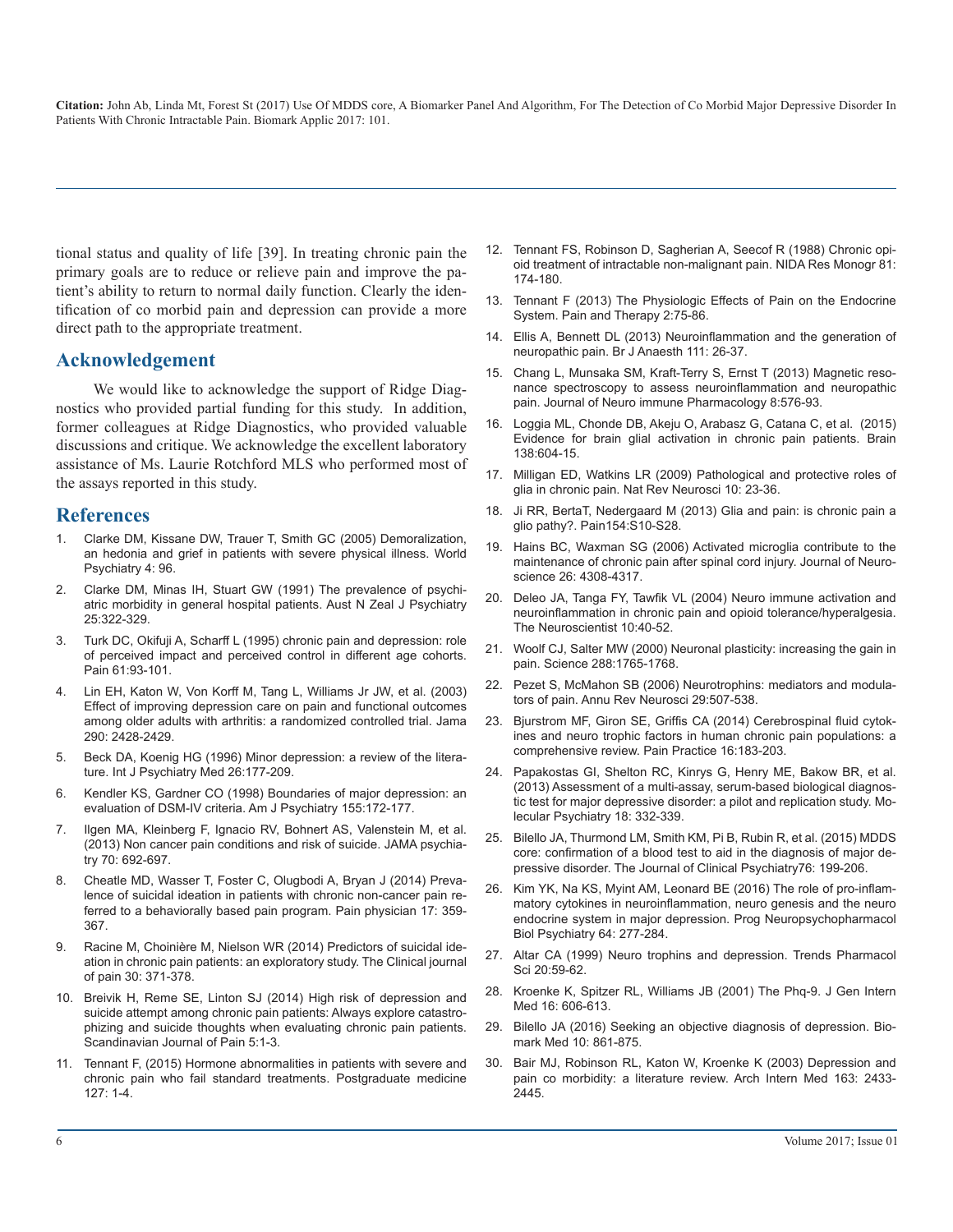tional status and quality of life [39]. In treating chronic pain the primary goals are to reduce or relieve pain and improve the patient's ability to return to normal daily function. Clearly the identification of co morbid pain and depression can provide a more direct path to the appropriate treatment.

## Acknowledgement

We would like to acknowledge the support of Ridge Diagnostics who provided partial funding for this study. In addition, former colleagues at Ridge Diagnostics, who provided valuable discussions and critique. We acknowledge the excellent laboratory assistance of Ms. Laurie Rotchford MLS who performed most of the assays reported in this study.

## References

1. Clarke DM, Kissane DW, Trauer T, Smith GC (2005) Demoralization, an hedonia and grief in patients with severe physical illness. World Psychiatry 4: 96.
2. Clarke DM, Minas IH, Stuart GW (1991) The prevalence of psychiatric morbidity in general hospital patients. Aust N Zeal J Psychiatry 25:322-329.
3. Turk DC, Okifuji A, Scharff L (1995) chronic pain and depression: role of perceived impact and perceived control in different age cohorts. Pain 61:93-101.
4. Lin EH, Katon W, Von Korff M, Tang L, Williams Jr JW, et al. (2003) Effect of improving depression care on pain and functional outcomes among older adults with arthritis: a randomized controlled trial. Jama 290: 2428-2429.
5. Beck DA, Koenig HG (1996) Minor depression: a review of the literature. Int J Psychiatry Med 26:177-209.
6. Kendler KS, Gardner CO (1998) Boundaries of major depression: an evaluation of DSM-IV criteria. Am J Psychiatry 155:172-177.
7. Ilgen MA, Kleinberg F, Ignacio RV, Bohnert AS, Valenstein M, et al. (2013) Non cancer pain conditions and risk of suicide. JAMA psychiatry 70: 692-697.
8. Cheatle MD, Wasser T, Foster C, Olugbodi A, Bryan J (2014) Prevalence of suicidal ideation in patients with chronic non-cancer pain referred to a behaviorally based pain program. Pain physician 17: 359-367.
9. Racine M, Choinière M, Nielson WR (2014) Predictors of suicidal ideation in chronic pain patients: an exploratory study. The Clinical journal of pain 30: 371-378.
10. Breivik H, Reme SE, Linton SJ (2014) High risk of depression and suicide attempt among chronic pain patients: Always explore catastrophizing and suicide thoughts when evaluating chronic pain patients. Scandinavian Journal of Pain 5:1-3.
11. Tennant F, (2015) Hormone abnormalities in patients with severe and chronic pain who fail standard treatments. Postgraduate medicine 127: 1-4.
12. Tennant FS, Robinson D, Sagherian A, Seecof R (1988) Chronic opioid treatment of intractable non-malignant pain. NIDA Res Monogr 81: 174-180.
13. Tennant F (2013) The Physiologic Effects of Pain on the Endocrine System. Pain and Therapy 2:75-86.
14. Ellis A, Bennett DL (2013) Neuroinflammation and the generation of neuropathic pain. Br J Anaesth 111: 26-37.
15. Chang L, Munsaka SM, Kraft-Terry S, Ernst T (2013) Magnetic resonance spectroscopy to assess neuroinflammation and neuropathic pain. Journal of Neuro immune Pharmacology 8:576-93.
16. Loggia ML, Chonde DB, Akeju O, Arabasz G, Catana C, et al. (2015) Evidence for brain glial activation in chronic pain patients. Brain 138:604-15.
17. Milligan ED, Watkins LR (2009) Pathological and protective roles of glia in chronic pain. Nat Rev Neurosci 10: 23-36.
18. Ji RR, BertaT, Nedergaard M (2013) Glia and pain: is chronic pain a glio pathy?. Pain154:S10-S28.
19. Hains BC, Waxman SG (2006) Activated microglia contribute to the maintenance of chronic pain after spinal cord injury. Journal of Neuroscience 26: 4308-4317.
20. Deleo JA, Tanga FY, Tawfik VL (2004) Neuro immune activation and neuroinflammation in chronic pain and opioid tolerance/hyperalgesia. The Neuroscientist 10:40-52.
21. Woolf CJ, Salter MW (2000) Neuronal plasticity: increasing the gain in pain. Science 288:1765-1768.
22. Pezet S, McMahon SB (2006) Neurotrophins: mediators and modulators of pain. Annu Rev Neurosci 29:507-538.
23. Bjurstrom MF, Giron SE, Griffis CA (2014) Cerebrospinal fluid cytokines and neuro trophic factors in human chronic pain populations: a comprehensive review. Pain Practice 16:183-203.
24. Papakostas GI, Shelton RC, Kinrys G, Henry ME, Bakow BR, et al. (2013) Assessment of a multi-assay, serum-based biological diagnostic test for major depressive disorder: a pilot and replication study. Molecular Psychiatry 18: 332-339.
25. Bilello JA, Thurmond LM, Smith KM, Pi B, Rubin R, et al. (2015) MDDS core: confirmation of a blood test to aid in the diagnosis of major depressive disorder. The Journal of Clinical Psychiatry76: 199-206.
26. Kim YK, Na KS, Myint AM, Leonard BE (2016) The role of pro-inflammatory cytokines in neuroinflammation, neuro genesis and the neuro endocrine system in major depression. Prog Neuropsychopharmacol Biol Psychiatry 64: 277-284.
27. Altar CA (1999) Neuro trophins and depression. Trends Pharmacol Sci 20:59-62.
28. Kroenke K, Spitzer RL, Williams JB (2001) The Phq-9. J Gen Intern Med 16: 606-613.
29. Bilello JA (2016) Seeking an objective diagnosis of depression. Biomark Med 10: 861-875.
30. Bair MJ, Robinson RL, Katon W, Kroenke K (2003) Depression and pain co morbidity: a literature review. Arch Intern Med 163: 2433-2445.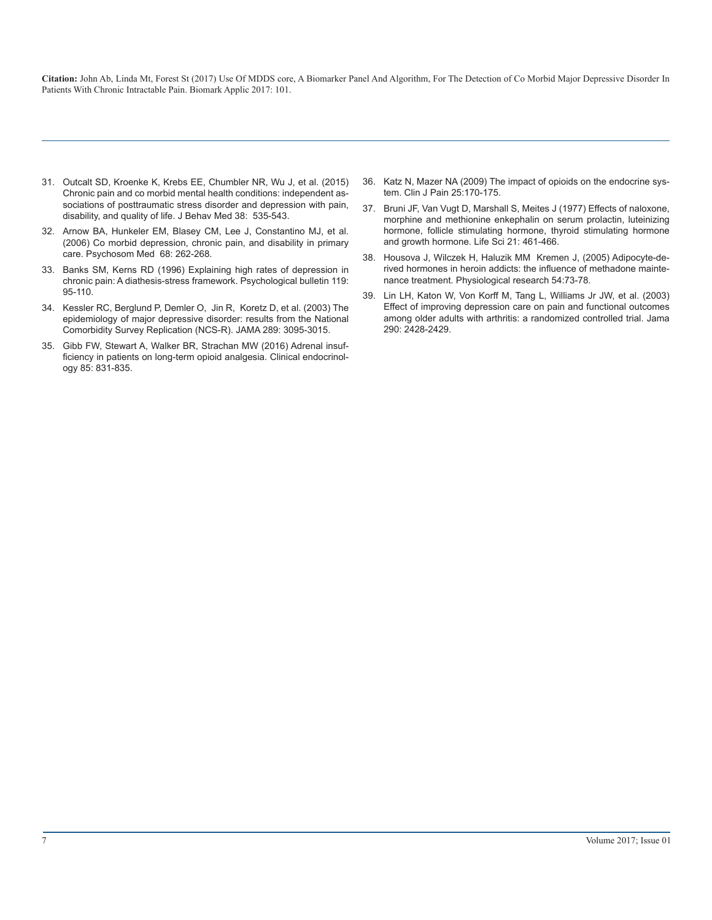31. Outcalt SD, Kroenke K, Krebs EE, Chumbler NR, Wu J, et al. (2015) Chronic pain and co morbid mental health conditions: independent associations of posttraumatic stress disorder and depression with pain, disability, and quality of life. J Behav Med 38: 535-543.
32. Arnow BA, Hunkeler EM, Blasey CM, Lee J, Constantino MJ, et al. (2006) Co morbid depression, chronic pain, and disability in primary care. Psychosom Med 68: 262-268.
33. Banks SM, Kerns RD (1996) Explaining high rates of depression in chronic pain: A diathesis-stress framework. Psychological bulletin 119: 95-110.
34. Kessler RC, Berglund P, Demler O, Jin R, Koretz D, et al. (2003) The epidemiology of major depressive disorder: results from the National Comorbidity Survey Replication (NCS-R). JAMA 289: 3095-3015.
35. Gibb FW, Stewart A, Walker BR, Strachan MW (2016) Adrenal insufficiency in patients on long-term opioid analgesia. Clinical endocrinology 85: 831-835.
36. Katz N, Mazer NA (2009) The impact of opioids on the endocrine system. Clin J Pain 25:170-175.
37. Bruni JF, Van Vugt D, Marshall S, Meites J (1977) Effects of naloxone, morphine and methionine enkephalin on serum prolactin, luteinizing hormone, follicle stimulating hormone, thyroid stimulating hormone and growth hormone. Life Sci 21: 461-466.
38. Housova J, Wilczek H, Haluzik MM Kremen J, (2005) Adipocyte-derived hormones in heroin addicts: the influence of methadone maintenance treatment. Physiological research 54:73-78.
39. Lin LH, Katon W, Von Korff M, Tang L, Williams Jr JW, et al. (2003) Effect of improving depression care on pain and functional outcomes among older adults with arthritis: a randomized controlled trial. Jama 290: 2428-2429.